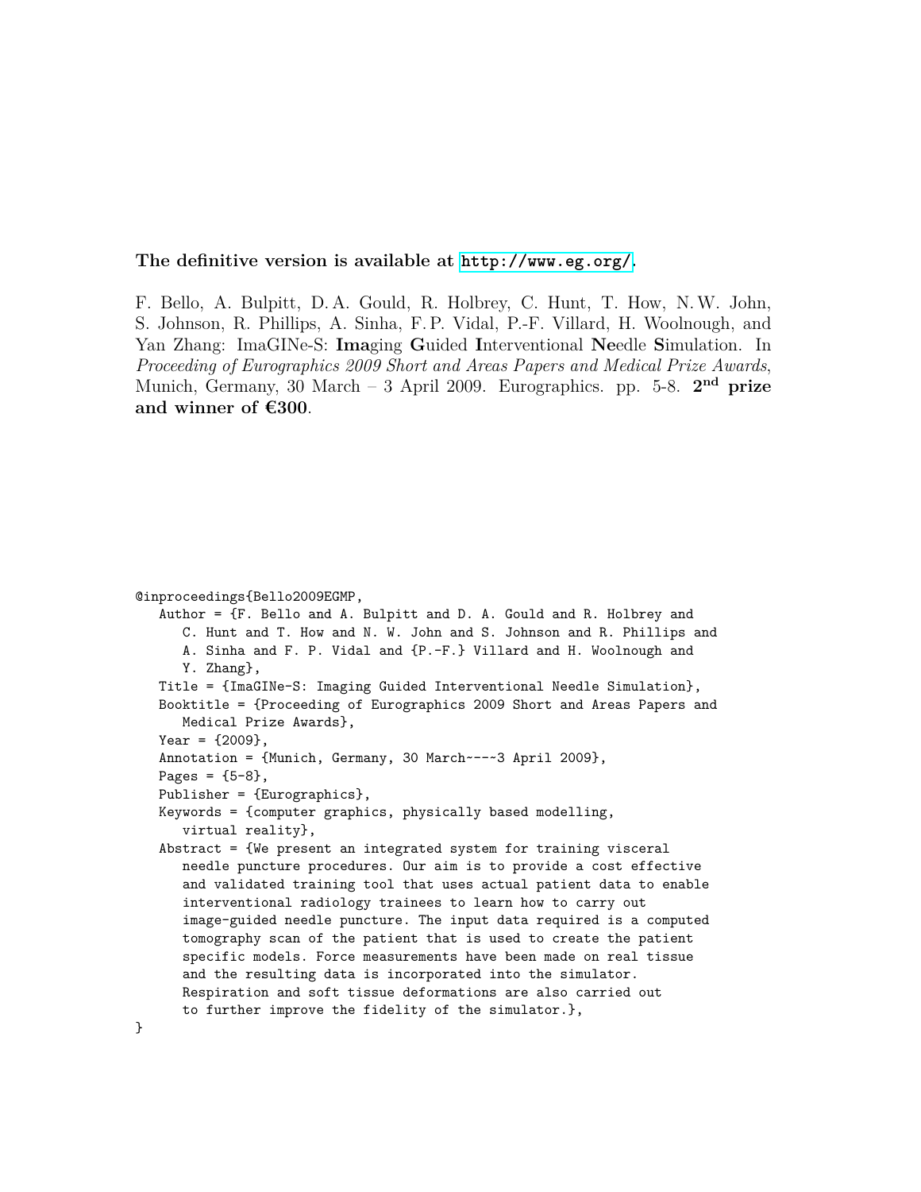**The definitive version is available at http://www.eg.org/.**

F. Bello, A. Bulpitt, D. A. Gould, R. Holbrey, C. Hunt, T. How, N. W. John, S. Johnson, R. Phillips, A. Sinha, F. P. Vidal, P.-F. Villard, H. Woolnough, and Yan Zhang: ImaGINe-S: **Ima**ging **G**uided **I**nterventional **Ne**edle **S**imulation. In *Proceeding of Eurographics 2009 Short and Areas Papers and Medical Prize Awards*, Munich, Germany, 30 March – 3 April 2009. Eurographics. pp. 5-8. **2nd prize and winner of €300**.

```
@inproceedings{Bello2009EGMP,
   Author = {F. Bello and A. Bulpitt and D. A. Gould and R. Holbrey and
      C. Hunt and T. How and N. W. John and S. Johnson and R. Phillips and
      A. Sinha and F. P. Vidal and {P.-F.} Villard and H. Woolnough and
      Y. Zhang},
   Title = {ImaGINe-S: Imaging Guided Interventional Needle Simulation},
   Booktitle = {Proceeding of Eurographics 2009 Short and Areas Papers and
      Medical Prize Awards},
   Year = {2009},
   Annotation = {Munich, Germany, 30 March~---~3 April 2009},
   Pages = {5-8},
   Publisher = {Eurographics},
   Keywords = {computer graphics, physically based modelling,
      virtual reality},
   Abstract = {We present an integrated system for training visceral
      needle puncture procedures. Our aim is to provide a cost effective
      and validated training tool that uses actual patient data to enable
      interventional radiology trainees to learn how to carry out
      image-guided needle puncture. The input data required is a computed
      tomography scan of the patient that is used to create the patient
      specific models. Force measurements have been made on real tissue
      and the resulting data is incorporated into the simulator.
      Respiration and soft tissue deformations are also carried out
      to further improve the fidelity of the simulator.},
}
```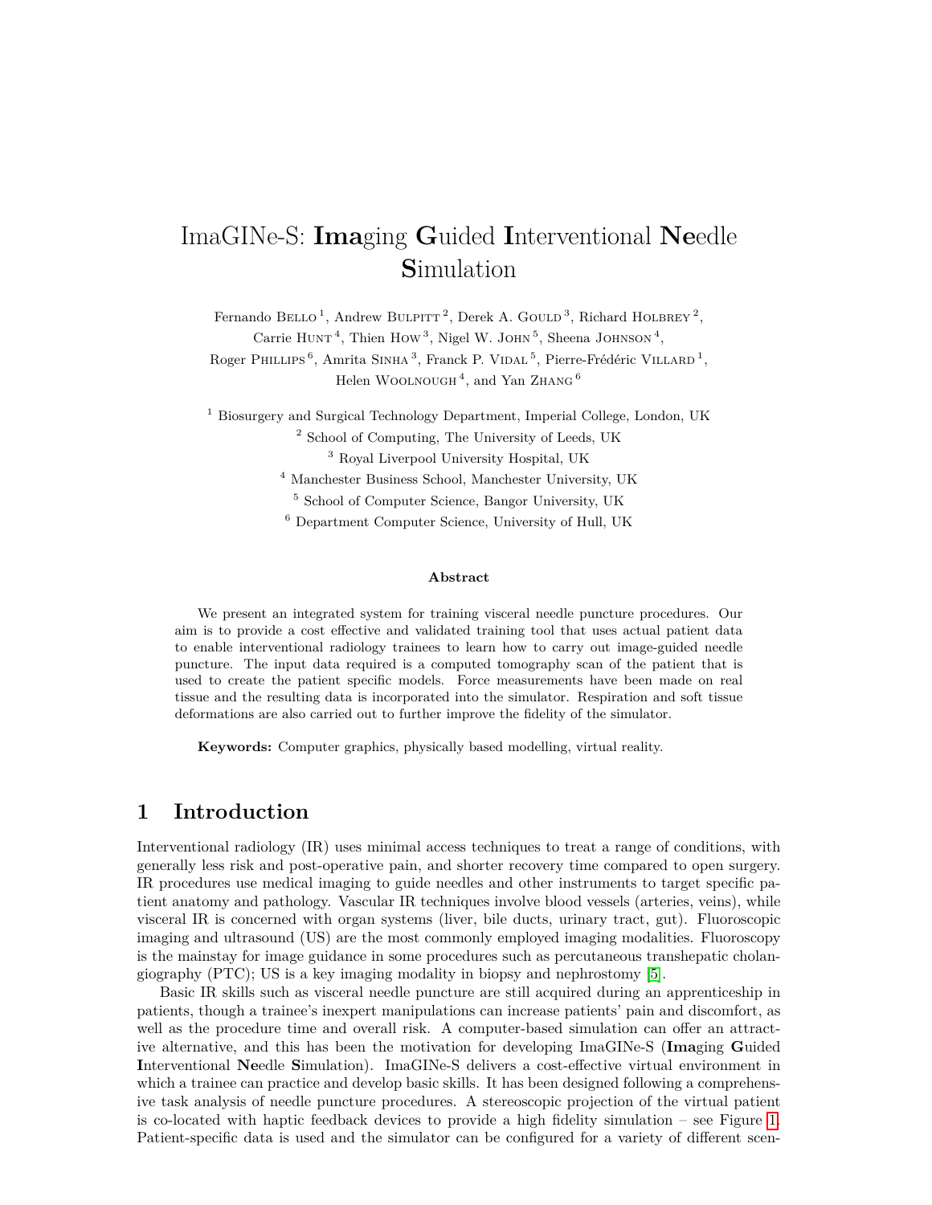# ImaGINe-S: **Ima**ging **G**uided **I**nterventional **Ne**edle **S**imulation

Fernando Bello [1], Andrew Bulpitt [2], Derek A. Gould [3], Richard Holbrey [2], Carrie Hunt [4], Thien How [3], Nigel W. John [5], Sheena Johnson [4], Roger Phillips [6], Amrita Sinha [3], Franck P. Vidal [5], Pierre-Frédéric Villard [1], Helen Woolnough [4], and Yan Zhang [6]

[1] Biosurgery and Surgical Technology Department, Imperial College, London, UK

[2] School of Computing, The University of Leeds, UK

[3] Royal Liverpool University Hospital, UK

[4] Manchester Business School, Manchester University, UK

[5] School of Computer Science, Bangor University, UK

[6] Department Computer Science, University of Hull, UK

**Abstract**

We present an integrated system for training visceral needle puncture procedures. Our aim is to provide a cost effective and validated training tool that uses actual patient data to enable interventional radiology trainees to learn how to carry out image-guided needle puncture. The input data required is a computed tomography scan of the patient that is used to create the patient specific models. Force measurements have been made on real tissue and the resulting data is incorporated into the simulator. Respiration and soft tissue deformations are also carried out to further improve the fidelity of the simulator.

**Keywords:** Computer graphics, physically based modelling, virtual reality.

## 1 Introduction

Interventional radiology (IR) uses minimal access techniques to treat a range of conditions, with generally less risk and post-operative pain, and shorter recovery time compared to open surgery. IR procedures use medical imaging to guide needles and other instruments to target specific patient anatomy and pathology. Vascular IR techniques involve blood vessels (arteries, veins), while visceral IR is concerned with organ systems (liver, bile ducts, urinary tract, gut). Fluoroscopic imaging and ultrasound (US) are the most commonly employed imaging modalities. Fluoroscopy is the mainstay for image guidance in some procedures such as percutaneous transhepatic cholangiography (PTC); US is a key imaging modality in biopsy and nephrostomy [5].

Basic IR skills such as visceral needle puncture are still acquired during an apprenticeship in patients, though a trainee's inexpert manipulations can increase patients' pain and discomfort, as well as the procedure time and overall risk. A computer-based simulation can offer an attractive alternative, and this has been the motivation for developing ImaGINe-S (**Ima**ging **G**uided **I**nterventional **Ne**edle **S**imulation). ImaGINe-S delivers a cost-effective virtual environment in which a trainee can practice and develop basic skills. It has been designed following a comprehensive task analysis of needle puncture procedures. A stereoscopic projection of the virtual patient is co-located with haptic feedback devices to provide a high fidelity simulation – see Figure 1. Patient-specific data is used and the simulator can be configured for a variety of different scen-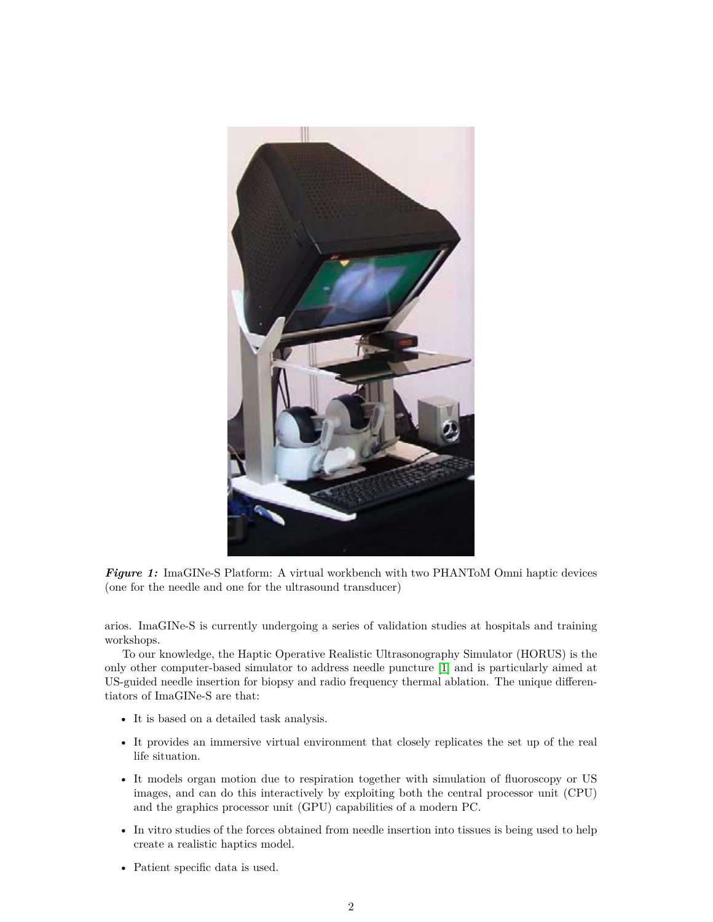*Figure 1:* ImaGINe-S Platform: A virtual workbench with two PHANToM Omni haptic devices (one for the needle and one for the ultrasound transducer)

arios. ImaGINe-S is currently undergoing a series of validation studies at hospitals and training workshops.

To our knowledge, the Haptic Operative Realistic Ultrasonography Simulator (HORUS) is the only other computer-based simulator to address needle puncture [1] and is particularly aimed at US-guided needle insertion for biopsy and radio frequency thermal ablation. The unique differentiators of ImaGINe-S are that:

- It is based on a detailed task analysis.
- It provides an immersive virtual environment that closely replicates the set up of the real life situation.
- It models organ motion due to respiration together with simulation of fluoroscopy or US images, and can do this interactively by exploiting both the central processor unit (CPU) and the graphics processor unit (GPU) capabilities of a modern PC.
- In vitro studies of the forces obtained from needle insertion into tissues is being used to help create a realistic haptics model.
- Patient specific data is used.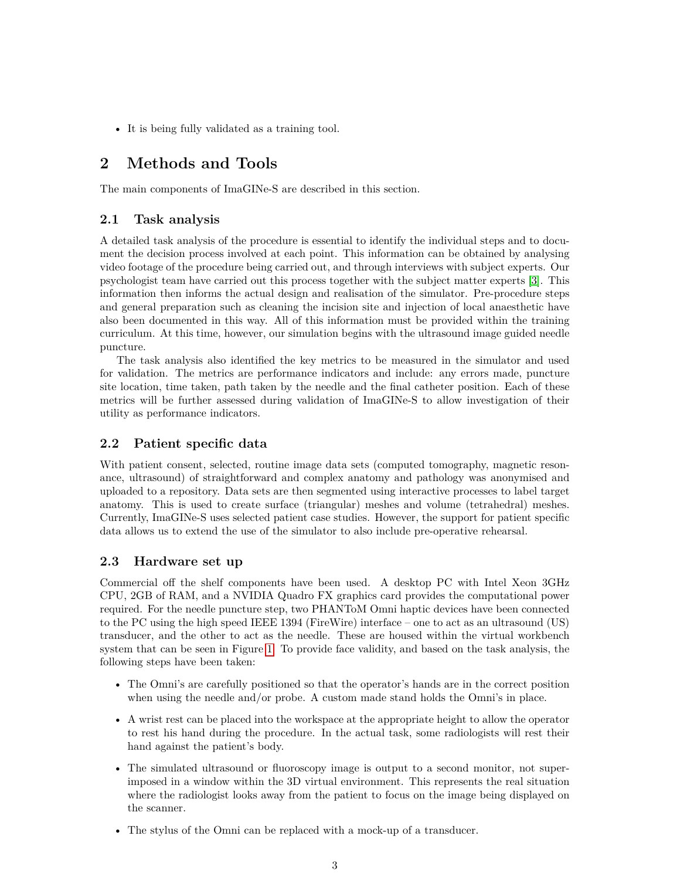- It is being fully validated as a training tool.

# 2 Methods and Tools

The main components of ImaGINe-S are described in this section.

## 2.1 Task analysis

A detailed task analysis of the procedure is essential to identify the individual steps and to document the decision process involved at each point. This information can be obtained by analysing video footage of the procedure being carried out, and through interviews with subject experts. Our psychologist team have carried out this process together with the subject matter experts [3]. This information then informs the actual design and realisation of the simulator. Pre-procedure steps and general preparation such as cleaning the incision site and injection of local anaesthetic have also been documented in this way. All of this information must be provided within the training curriculum. At this time, however, our simulation begins with the ultrasound image guided needle puncture.

The task analysis also identified the key metrics to be measured in the simulator and used for validation. The metrics are performance indicators and include: any errors made, puncture site location, time taken, path taken by the needle and the final catheter position. Each of these metrics will be further assessed during validation of ImaGINe-S to allow investigation of their utility as performance indicators.

## 2.2 Patient specific data

With patient consent, selected, routine image data sets (computed tomography, magnetic resonance, ultrasound) of straightforward and complex anatomy and pathology was anonymised and uploaded to a repository. Data sets are then segmented using interactive processes to label target anatomy. This is used to create surface (triangular) meshes and volume (tetrahedral) meshes. Currently, ImaGINe-S uses selected patient case studies. However, the support for patient specific data allows us to extend the use of the simulator to also include pre-operative rehearsal.

## 2.3 Hardware set up

Commercial off the shelf components have been used. A desktop PC with Intel Xeon 3GHz CPU, 2GB of RAM, and a NVIDIA Quadro FX graphics card provides the computational power required. For the needle puncture step, two PHANToM Omni haptic devices have been connected to the PC using the high speed IEEE 1394 (FireWire) interface – one to act as an ultrasound (US) transducer, and the other to act as the needle. These are housed within the virtual workbench system that can be seen in Figure 1. To provide face validity, and based on the task analysis, the following steps have been taken:

- The Omni's are carefully positioned so that the operator's hands are in the correct position when using the needle and/or probe. A custom made stand holds the Omni's in place.
- A wrist rest can be placed into the workspace at the appropriate height to allow the operator to rest his hand during the procedure. In the actual task, some radiologists will rest their hand against the patient's body.
- The simulated ultrasound or fluoroscopy image is output to a second monitor, not superimposed in a window within the 3D virtual environment. This represents the real situation where the radiologist looks away from the patient to focus on the image being displayed on the scanner.
- The stylus of the Omni can be replaced with a mock-up of a transducer.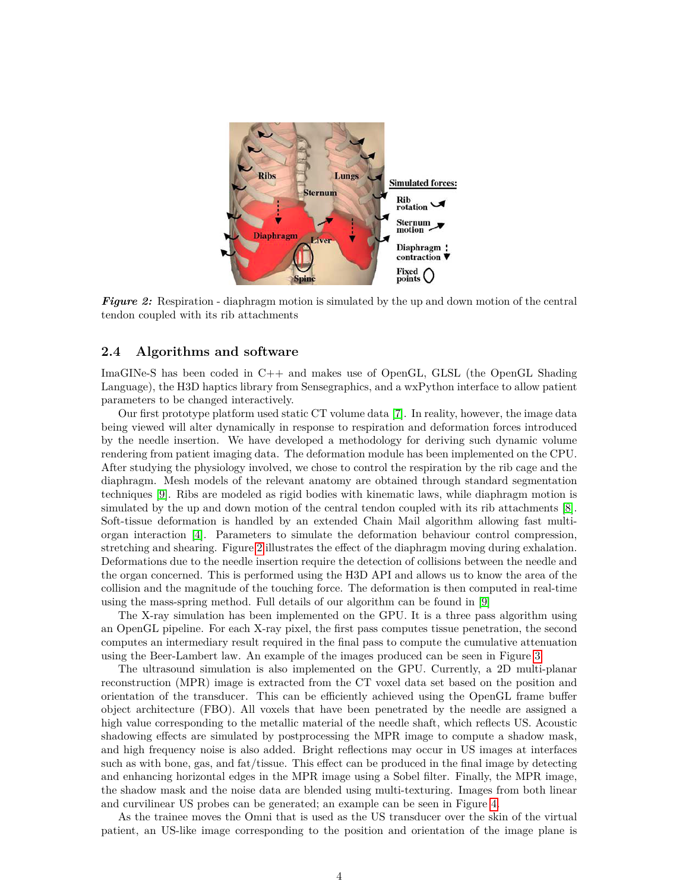*Figure 2:* Respiration - diaphragm motion is simulated by the up and down motion of the central tendon coupled with its rib attachments

## 2.4 Algorithms and software

ImaGINe-S has been coded in C++ and makes use of OpenGL, GLSL (the OpenGL Shading Language), the H3D haptics library from Sensegraphics, and a wxPython interface to allow patient parameters to be changed interactively.

Our first prototype platform used static CT volume data [7]. In reality, however, the image data being viewed will alter dynamically in response to respiration and deformation forces introduced by the needle insertion. We have developed a methodology for deriving such dynamic volume rendering from patient imaging data. The deformation module has been implemented on the CPU. After studying the physiology involved, we chose to control the respiration by the rib cage and the diaphragm. Mesh models of the relevant anatomy are obtained through standard segmentation techniques [9]. Ribs are modeled as rigid bodies with kinematic laws, while diaphragm motion is simulated by the up and down motion of the central tendon coupled with its rib attachments [8]. Soft-tissue deformation is handled by an extended Chain Mail algorithm allowing fast multi-organ interaction [4]. Parameters to simulate the deformation behaviour control compression, stretching and shearing. Figure 2 illustrates the effect of the diaphragm moving during exhalation. Deformations due to the needle insertion require the detection of collisions between the needle and the organ concerned. This is performed using the H3D API and allows us to know the area of the collision and the magnitude of the touching force. The deformation is then computed in real-time using the mass-spring method. Full details of our algorithm can be found in [9]

The X-ray simulation has been implemented on the GPU. It is a three pass algorithm using an OpenGL pipeline. For each X-ray pixel, the first pass computes tissue penetration, the second computes an intermediary result required in the final pass to compute the cumulative attenuation using the Beer-Lambert law. An example of the images produced can be seen in Figure 3.

The ultrasound simulation is also implemented on the GPU. Currently, a 2D multi-planar reconstruction (MPR) image is extracted from the CT voxel data set based on the position and orientation of the transducer. This can be efficiently achieved using the OpenGL frame buffer object architecture (FBO). All voxels that have been penetrated by the needle are assigned a high value corresponding to the metallic material of the needle shaft, which reflects US. Acoustic shadowing effects are simulated by postprocessing the MPR image to compute a shadow mask, and high frequency noise is also added. Bright reflections may occur in US images at interfaces such as with bone, gas, and fat/tissue. This effect can be produced in the final image by detecting and enhancing horizontal edges in the MPR image using a Sobel filter. Finally, the MPR image, the shadow mask and the noise data are blended using multi-texturing. Images from both linear and curvilinear US probes can be generated; an example can be seen in Figure 4.

As the trainee moves the Omni that is used as the US transducer over the skin of the virtual patient, an US-like image corresponding to the position and orientation of the image plane is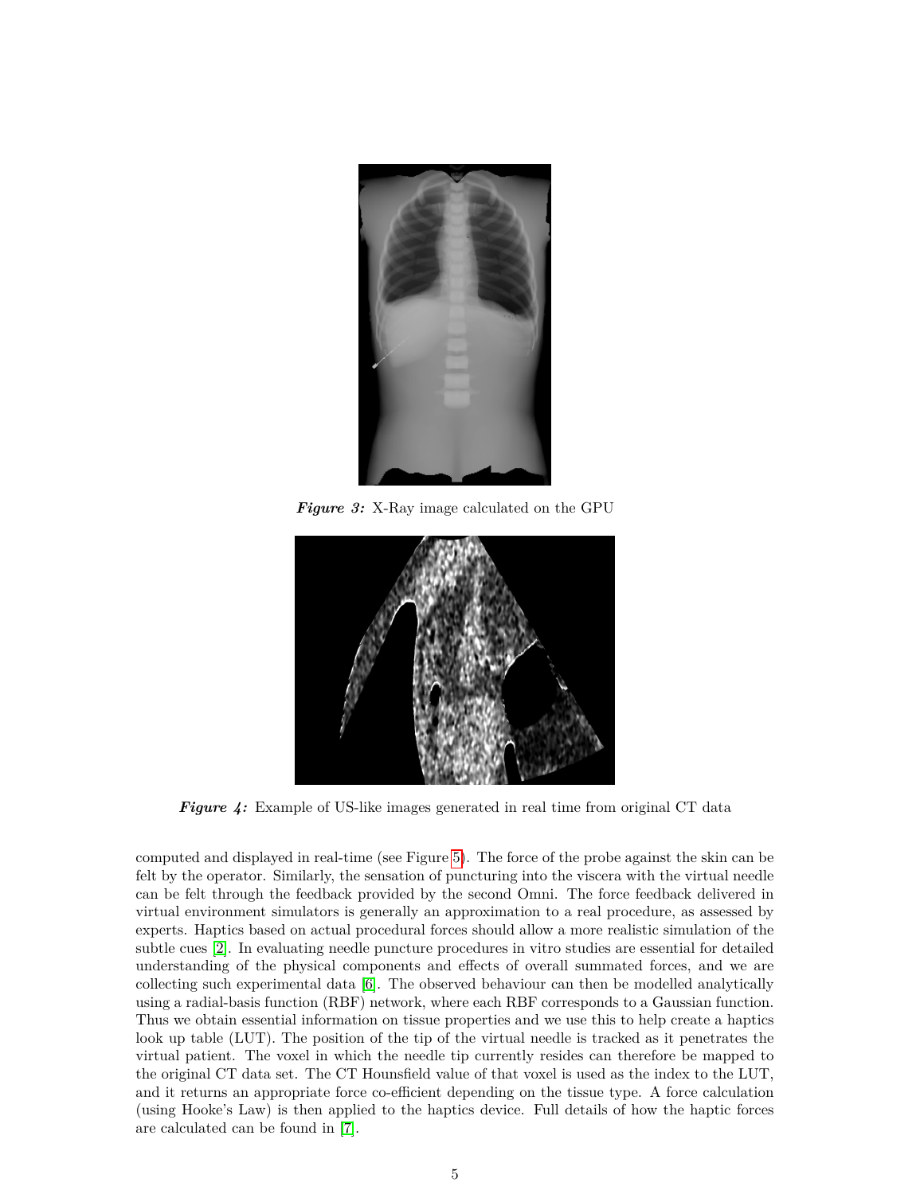*Figure 3:* X-Ray image calculated on the GPU

*Figure 4:* Example of US-like images generated in real time from original CT data

computed and displayed in real-time (see Figure 5). The force of the probe against the skin can be felt by the operator. Similarly, the sensation of puncturing into the viscera with the virtual needle can be felt through the feedback provided by the second Omni. The force feedback delivered in virtual environment simulators is generally an approximation to a real procedure, as assessed by experts. Haptics based on actual procedural forces should allow a more realistic simulation of the subtle cues [2]. In evaluating needle puncture procedures in vitro studies are essential for detailed understanding of the physical components and effects of overall summated forces, and we are collecting such experimental data [6]. The observed behaviour can then be modelled analytically using a radial-basis function (RBF) network, where each RBF corresponds to a Gaussian function. Thus we obtain essential information on tissue properties and we use this to help create a haptics look up table (LUT). The position of the tip of the virtual needle is tracked as it penetrates the virtual patient. The voxel in which the needle tip currently resides can therefore be mapped to the original CT data set. The CT Hounsfield value of that voxel is used as the index to the LUT, and it returns an appropriate force co-efficient depending on the tissue type. A force calculation (using Hooke's Law) is then applied to the haptics device. Full details of how the haptic forces are calculated can be found in [7].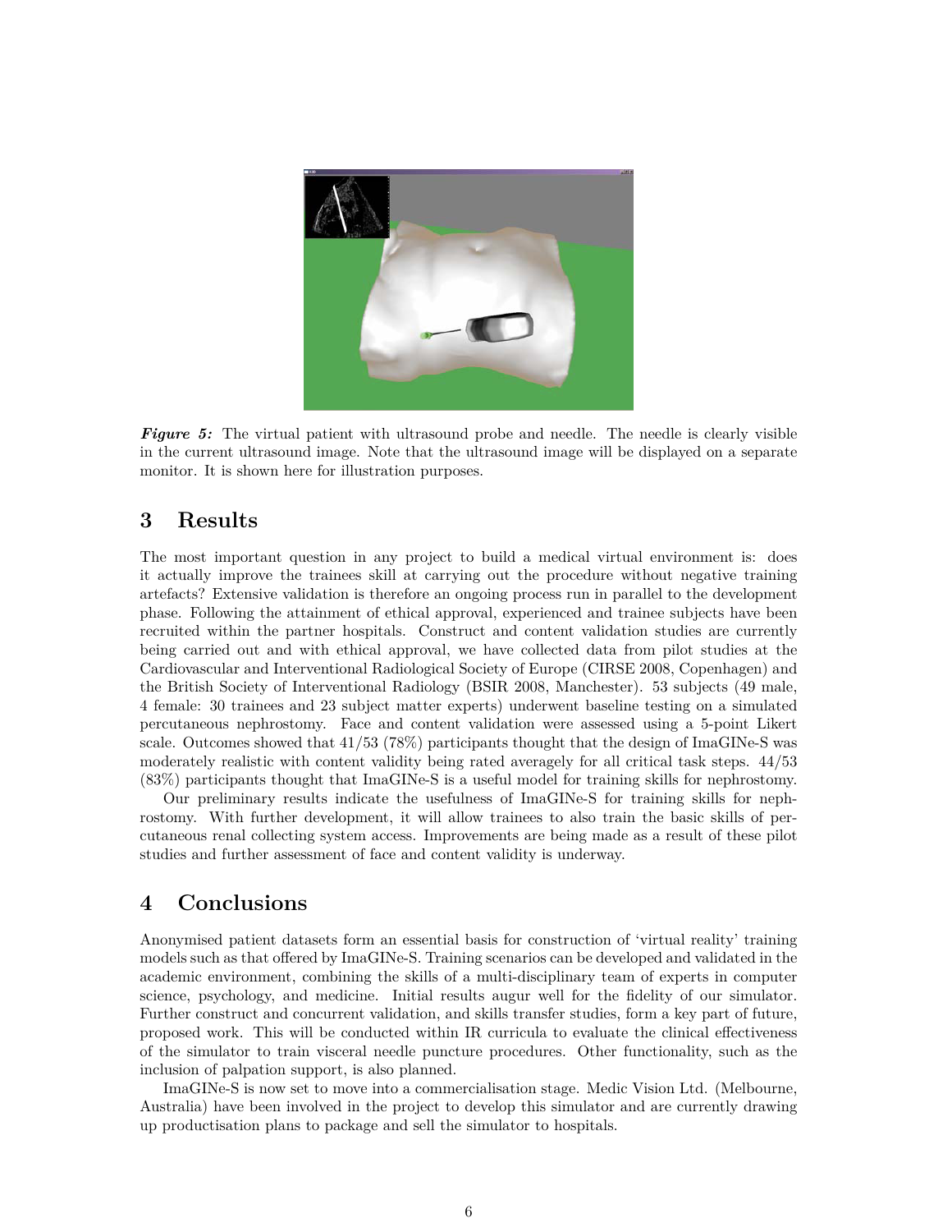*Figure 5:* The virtual patient with ultrasound probe and needle. The needle is clearly visible in the current ultrasound image. Note that the ultrasound image will be displayed on a separate monitor. It is shown here for illustration purposes.

## 3 Results

The most important question in any project to build a medical virtual environment is: does it actually improve the trainees skill at carrying out the procedure without negative training artefacts? Extensive validation is therefore an ongoing process run in parallel to the development phase. Following the attainment of ethical approval, experienced and trainee subjects have been recruited within the partner hospitals. Construct and content validation studies are currently being carried out and with ethical approval, we have collected data from pilot studies at the Cardiovascular and Interventional Radiological Society of Europe (CIRSE 2008, Copenhagen) and the British Society of Interventional Radiology (BSIR 2008, Manchester). 53 subjects (49 male, 4 female: 30 trainees and 23 subject matter experts) underwent baseline testing on a simulated percutaneous nephrostomy. Face and content validation were assessed using a 5-point Likert scale. Outcomes showed that 41/53 (78%) participants thought that the design of ImaGINe-S was moderately realistic with content validity being rated averagely for all critical task steps. 44/53 (83%) participants thought that ImaGINe-S is a useful model for training skills for nephrostomy.

Our preliminary results indicate the usefulness of ImaGINe-S for training skills for nephrostomy. With further development, it will allow trainees to also train the basic skills of percutaneous renal collecting system access. Improvements are being made as a result of these pilot studies and further assessment of face and content validity is underway.

## 4 Conclusions

Anonymised patient datasets form an essential basis for construction of 'virtual reality' training models such as that offered by ImaGINe-S. Training scenarios can be developed and validated in the academic environment, combining the skills of a multi-disciplinary team of experts in computer science, psychology, and medicine. Initial results augur well for the fidelity of our simulator. Further construct and concurrent validation, and skills transfer studies, form a key part of future, proposed work. This will be conducted within IR curricula to evaluate the clinical effectiveness of the simulator to train visceral needle puncture procedures. Other functionality, such as the inclusion of palpation support, is also planned.

ImaGINe-S is now set to move into a commercialisation stage. Medic Vision Ltd. (Melbourne, Australia) have been involved in the project to develop this simulator and are currently drawing up productisation plans to package and sell the simulator to hospitals.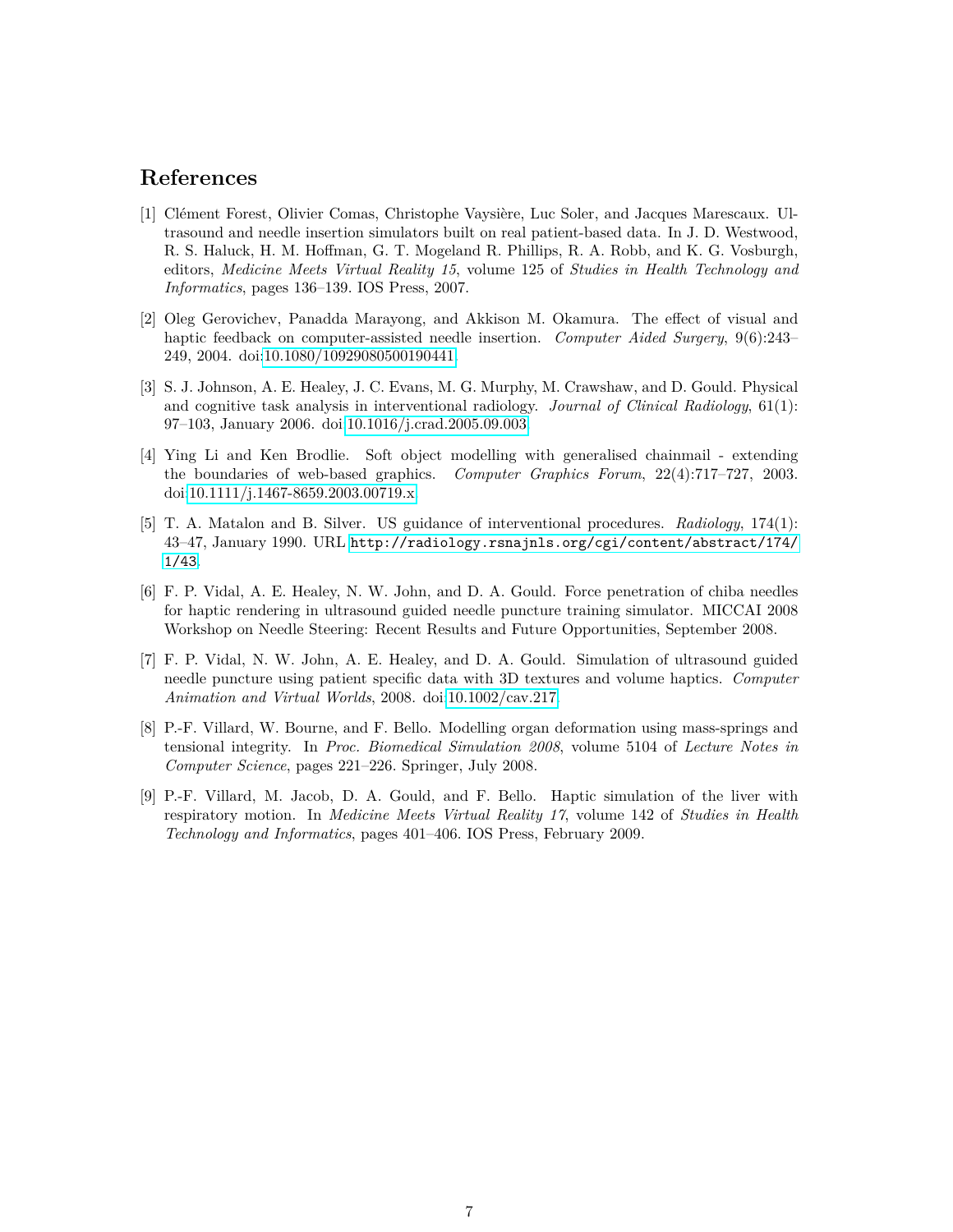## References

[1] Clément Forest, Olivier Comas, Christophe Vaysière, Luc Soler, and Jacques Marescaux. Ultrasound and needle insertion simulators built on real patient-based data. In J. D. Westwood, R. S. Haluck, H. M. Hoffman, G. T. Mogeland R. Phillips, R. A. Robb, and K. G. Vosburgh, editors, *Medicine Meets Virtual Reality 15*, volume 125 of *Studies in Health Technology and Informatics*, pages 136–139. IOS Press, 2007.

[2] Oleg Gerovichev, Panadda Marayong, and Akkison M. Okamura. The effect of visual and haptic feedback on computer-assisted needle insertion. *Computer Aided Surgery*, 9(6):243–249, 2004. doi:10.1080/10929080500190441.

[3] S. J. Johnson, A. E. Healey, J. C. Evans, M. G. Murphy, M. Crawshaw, and D. Gould. Physical and cognitive task analysis in interventional radiology. *Journal of Clinical Radiology*, 61(1): 97–103, January 2006. doi:10.1016/j.crad.2005.09.003.

[4] Ying Li and Ken Brodlie. Soft object modelling with generalised chainmail - extending the boundaries of web-based graphics. *Computer Graphics Forum*, 22(4):717–727, 2003. doi:10.1111/j.1467-8659.2003.00719.x.

[5] T. A. Matalon and B. Silver. US guidance of interventional procedures. *Radiology*, 174(1): 43–47, January 1990. URL `http://radiology.rsnajnls.org/cgi/content/abstract/174/1/43`.

[6] F. P. Vidal, A. E. Healey, N. W. John, and D. A. Gould. Force penetration of chiba needles for haptic rendering in ultrasound guided needle puncture training simulator. MICCAI 2008 Workshop on Needle Steering: Recent Results and Future Opportunities, September 2008.

[7] F. P. Vidal, N. W. John, A. E. Healey, and D. A. Gould. Simulation of ultrasound guided needle puncture using patient specific data with 3D textures and volume haptics. *Computer Animation and Virtual Worlds*, 2008. doi:10.1002/cav.217.

[8] P.-F. Villard, W. Bourne, and F. Bello. Modelling organ deformation using mass-springs and tensional integrity. In *Proc. Biomedical Simulation 2008*, volume 5104 of *Lecture Notes in Computer Science*, pages 221–226. Springer, July 2008.

[9] P.-F. Villard, M. Jacob, D. A. Gould, and F. Bello. Haptic simulation of the liver with respiratory motion. In *Medicine Meets Virtual Reality 17*, volume 142 of *Studies in Health Technology and Informatics*, pages 401–406. IOS Press, February 2009.